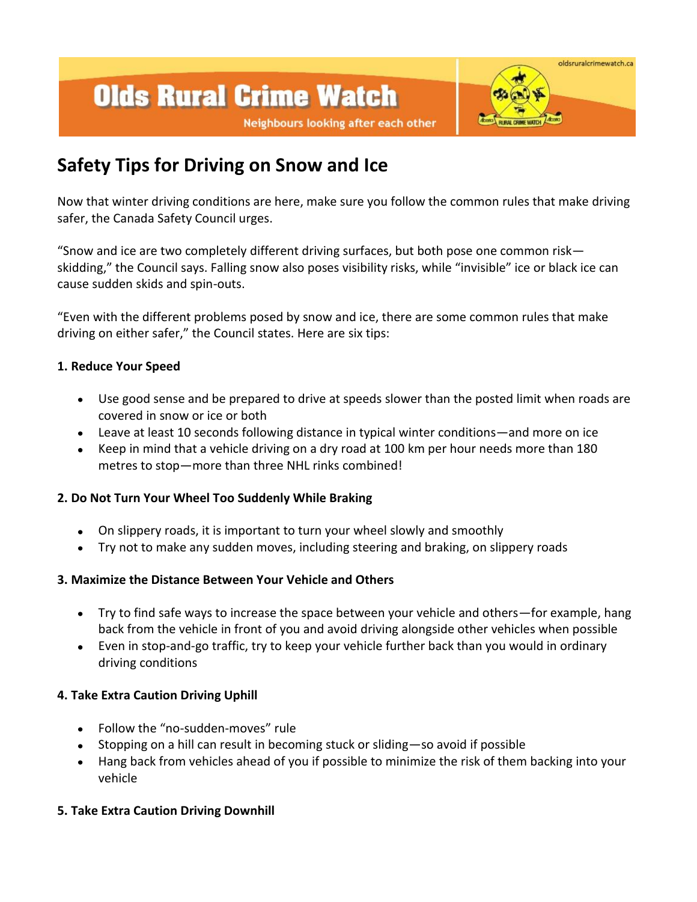# Olds Rural Crime Watch

Neighbours looking after each other

oldsruralcrimewatch.ca

## Safety Tips for Driving on Snow and Ice

Now that winter driving conditions are here, make sure you follow the common rules that make driving safer, the Canada Safety Council urges.

"Snow and ice are two completely different driving surfaces, but both pose one common risk—skidding," the Council says. Falling snow also poses visibility risks, while "invisible" ice or black ice can cause sudden skids and spin-outs.

"Even with the different problems posed by snow and ice, there are some common rules that make driving on either safer," the Council states. Here are six tips:

**1. Reduce Your Speed**

- Use good sense and be prepared to drive at speeds slower than the posted limit when roads are covered in snow or ice or both
- Leave at least 10 seconds following distance in typical winter conditions—and more on ice
- Keep in mind that a vehicle driving on a dry road at 100 km per hour needs more than 180 metres to stop—more than three NHL rinks combined!

**2. Do Not Turn Your Wheel Too Suddenly While Braking**

- On slippery roads, it is important to turn your wheel slowly and smoothly
- Try not to make any sudden moves, including steering and braking, on slippery roads

**3. Maximize the Distance Between Your Vehicle and Others**

- Try to find safe ways to increase the space between your vehicle and others—for example, hang back from the vehicle in front of you and avoid driving alongside other vehicles when possible
- Even in stop-and-go traffic, try to keep your vehicle further back than you would in ordinary driving conditions

**4. Take Extra Caution Driving Uphill**

- Follow the "no-sudden-moves" rule
- Stopping on a hill can result in becoming stuck or sliding—so avoid if possible
- Hang back from vehicles ahead of you if possible to minimize the risk of them backing into your vehicle

**5. Take Extra Caution Driving Downhill**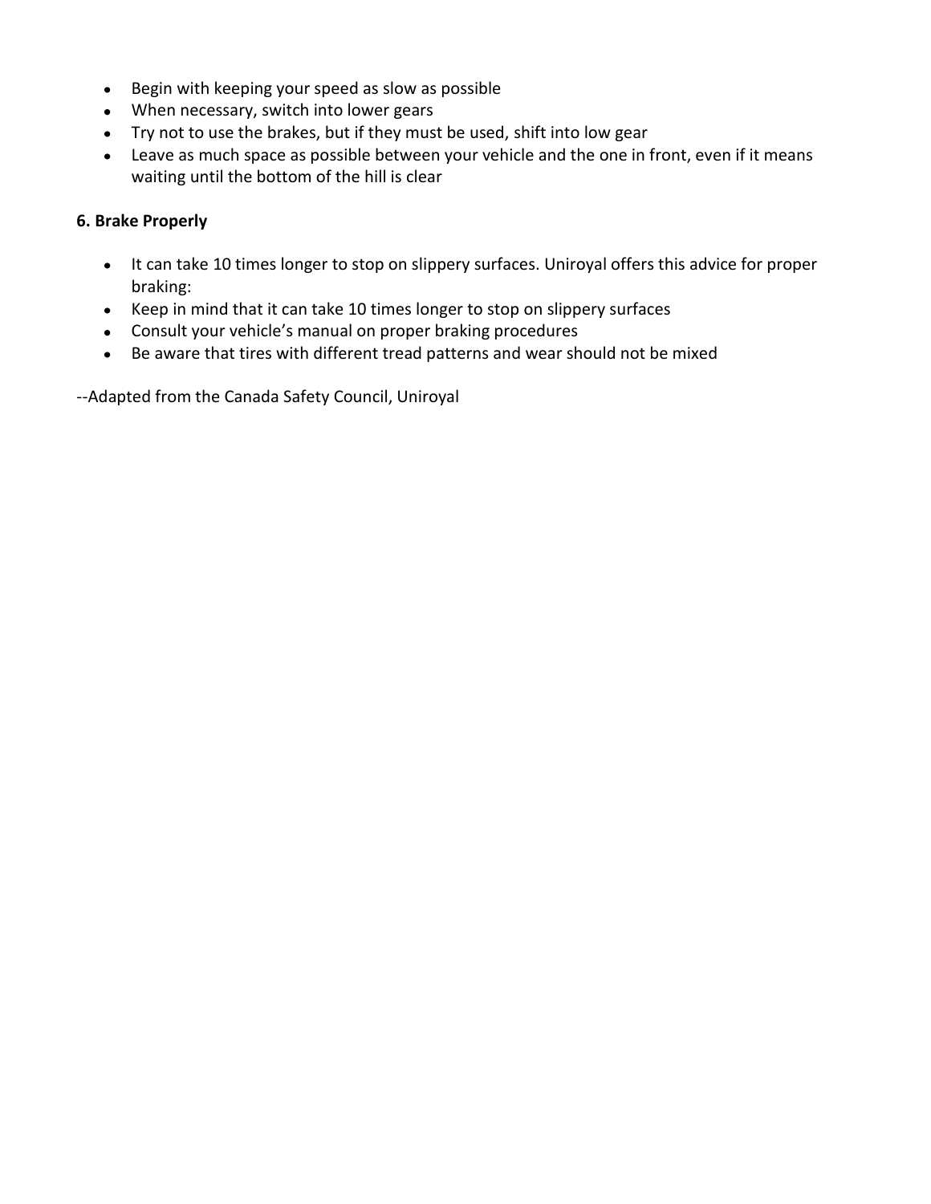- Begin with keeping your speed as slow as possible
- When necessary, switch into lower gears
- Try not to use the brakes, but if they must be used, shift into low gear
- Leave as much space as possible between your vehicle and the one in front, even if it means waiting until the bottom of the hill is clear

**6. Brake Properly**

- It can take 10 times longer to stop on slippery surfaces. Uniroyal offers this advice for proper braking:
- Keep in mind that it can take 10 times longer to stop on slippery surfaces
- Consult your vehicle's manual on proper braking procedures
- Be aware that tires with different tread patterns and wear should not be mixed

--Adapted from the Canada Safety Council, Uniroyal